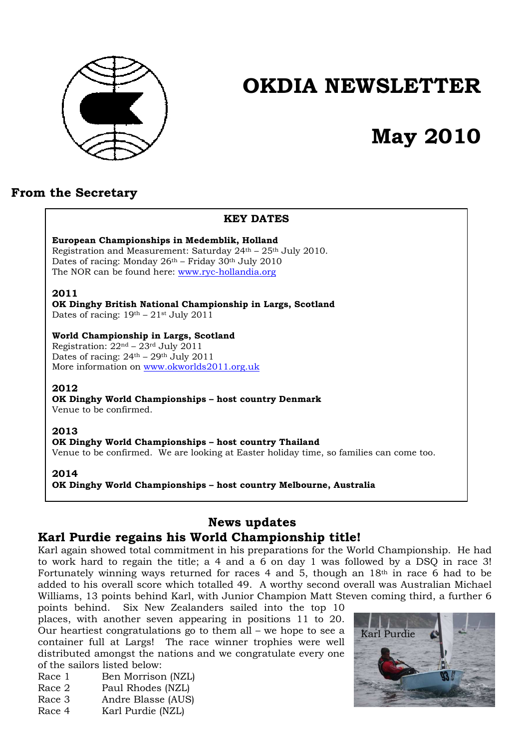# OKDIA NEWSLETTER

# May 2010

## From the Secretary

**KEY DATES**

**European Championships in Medemblik, Holland**
Registration and Measurement: Saturday 24th – 25th July 2010.
Dates of racing: Monday 26th – Friday 30th July 2010
The NOR can be found here: www.ryc-hollandia.org

**2011**
**OK Dinghy British National Championship in Largs, Scotland**
Dates of racing: 19th – 21st July 2011

**World Championship in Largs, Scotland**
Registration: 22nd – 23rd July 2011
Dates of racing: 24th – 29th July 2011
More information on www.okworlds2011.org.uk

**2012**
**OK Dinghy World Championships – host country Denmark**
Venue to be confirmed.

**2013**
**OK Dinghy World Championships – host country Thailand**
Venue to be confirmed. We are looking at Easter holiday time, so families can come too.

**2014**
**OK Dinghy World Championships – host country Melbourne, Australia**

## News updates

### Karl Purdie regains his World Championship title!

Karl again showed total commitment in his preparations for the World Championship. He had to work hard to regain the title; a 4 and a 6 on day 1 was followed by a DSQ in race 3! Fortunately winning ways returned for races 4 and 5, though an 18th in race 6 had to be added to his overall score which totalled 49. A worthy second overall was Australian Michael Williams, 13 points behind Karl, with Junior Champion Matt Steven coming third, a further 6 points behind. Six New Zealanders sailed into the top 10 places, with another seven appearing in positions 11 to 20. Our heartiest congratulations go to them all – we hope to see a container full at Largs! The race winner trophies were well distributed amongst the nations and we congratulate every one of the sailors listed below:

Karl Purdie

| | |
|---|---|
| Race 1 | Ben Morrison (NZL) |
| Race 2 | Paul Rhodes (NZL) |
| Race 3 | Andre Blasse (AUS) |
| Race 4 | Karl Purdie (NZL) |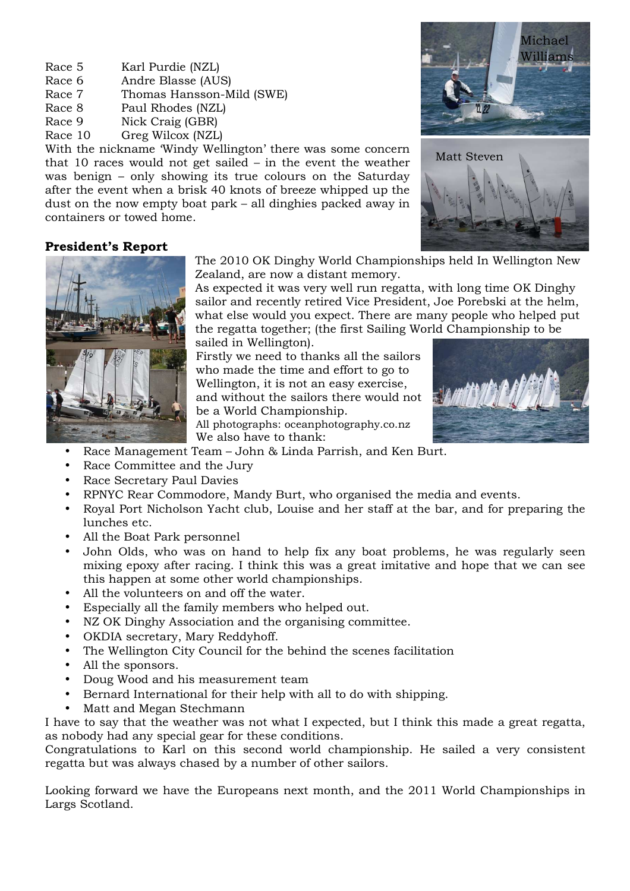Race 5 Karl Purdie (NZL)
Race 6 Andre Blasse (AUS)
Race 7 Thomas Hansson-Mild (SWE)
Race 8 Paul Rhodes (NZL)
Race 9 Nick Craig (GBR)
Race 10 Greg Wilcox (NZL)

With the nickname 'Windy Wellington' there was some concern that 10 races would not get sailed – in the event the weather was benign – only showing its true colours on the Saturday after the event when a brisk 40 knots of breeze whipped up the dust on the now empty boat park – all dinghies packed away in containers or towed home.

Michael Williams

Matt Steven

**President's Report**

The 2010 OK Dinghy World Championships held In Wellington New Zealand, are now a distant memory.

As expected it was very well run regatta, with long time OK Dinghy sailor and recently retired Vice President, Joe Porebski at the helm, what else would you expect. There are many people who helped put the regatta together; (the first Sailing World Championship to be sailed in Wellington).

Firstly we need to thanks all the sailors who made the time and effort to go to Wellington, it is not an easy exercise, and without the sailors there would not be a World Championship.

All photographs: oceanphotography.co.nz

We also have to thank:

- Race Management Team – John & Linda Parrish, and Ken Burt.
- Race Committee and the Jury
- Race Secretary Paul Davies
- RPNYC Rear Commodore, Mandy Burt, who organised the media and events.
- Royal Port Nicholson Yacht club, Louise and her staff at the bar, and for preparing the lunches etc.
- All the Boat Park personnel
- John Olds, who was on hand to help fix any boat problems, he was regularly seen mixing epoxy after racing. I think this was a great imitative and hope that we can see this happen at some other world championships.
- All the volunteers on and off the water.
- Especially all the family members who helped out.
- NZ OK Dinghy Association and the organising committee.
- OKDIA secretary, Mary Reddyhoff.
- The Wellington City Council for the behind the scenes facilitation
- All the sponsors.
- Doug Wood and his measurement team
- Bernard International for their help with all to do with shipping.
- Matt and Megan Stechmann

I have to say that the weather was not what I expected, but I think this made a great regatta, as nobody had any special gear for these conditions.

Congratulations to Karl on this second world championship. He sailed a very consistent regatta but was always chased by a number of other sailors.

Looking forward we have the Europeans next month, and the 2011 World Championships in Largs Scotland.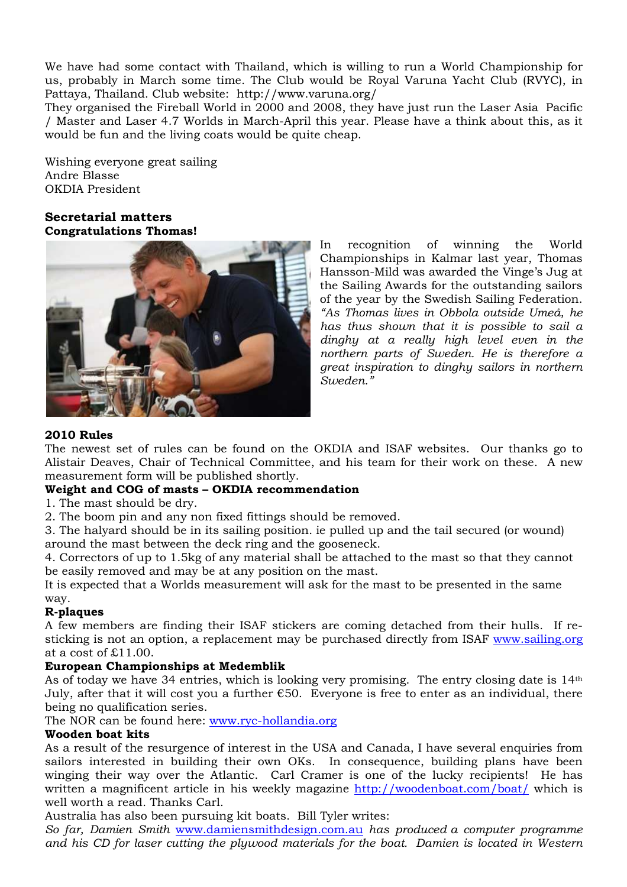We have had some contact with Thailand, which is willing to run a World Championship for us, probably in March some time. The Club would be Royal Varuna Yacht Club (RVYC), in Pattaya, Thailand. Club website: http://www.varuna.org/

They organised the Fireball World in 2000 and 2008, they have just run the Laser Asia Pacific / Master and Laser 4.7 Worlds in March-April this year. Please have a think about this, as it would be fun and the living coats would be quite cheap.

Wishing everyone great sailing
Andre Blasse
OKDIA President

**Secretarial matters**

**Congratulations Thomas!**

In recognition of winning the World Championships in Kalmar last year, Thomas Hansson-Mild was awarded the Vinge's Jug at the Sailing Awards for the outstanding sailors of the year by the Swedish Sailing Federation. *"As Thomas lives in Obbola outside Umeå, he has thus shown that it is possible to sail a dinghy at a really high level even in the northern parts of Sweden. He is therefore a great inspiration to dinghy sailors in northern Sweden."*

**2010 Rules**

The newest set of rules can be found on the OKDIA and ISAF websites. Our thanks go to Alistair Deaves, Chair of Technical Committee, and his team for their work on these. A new measurement form will be published shortly.

**Weight and COG of masts – OKDIA recommendation**

1. The mast should be dry.
2. The boom pin and any non fixed fittings should be removed.
3. The halyard should be in its sailing position. ie pulled up and the tail secured (or wound) around the mast between the deck ring and the gooseneck.
4. Correctors of up to 1.5kg of any material shall be attached to the mast so that they cannot be easily removed and may be at any position on the mast.

It is expected that a Worlds measurement will ask for the mast to be presented in the same way.

**R-plaques**

A few members are finding their ISAF stickers are coming detached from their hulls. If re-sticking is not an option, a replacement may be purchased directly from ISAF www.sailing.org at a cost of £11.00.

**European Championships at Medemblik**

As of today we have 34 entries, which is looking very promising. The entry closing date is 14th July, after that it will cost you a further €50. Everyone is free to enter as an individual, there being no qualification series.

The NOR can be found here: www.ryc-hollandia.org

**Wooden boat kits**

As a result of the resurgence of interest in the USA and Canada, I have several enquiries from sailors interested in building their own OKs. In consequence, building plans have been winging their way over the Atlantic. Carl Cramer is one of the lucky recipients! He has written a magnificent article in his weekly magazine http://woodenboat.com/boat/ which is well worth a read. Thanks Carl.

Australia has also been pursuing kit boats. Bill Tyler writes:

*So far, Damien Smith* www.damiensmithdesign.com.au *has produced a computer programme and his CD for laser cutting the plywood materials for the boat. Damien is located in Western*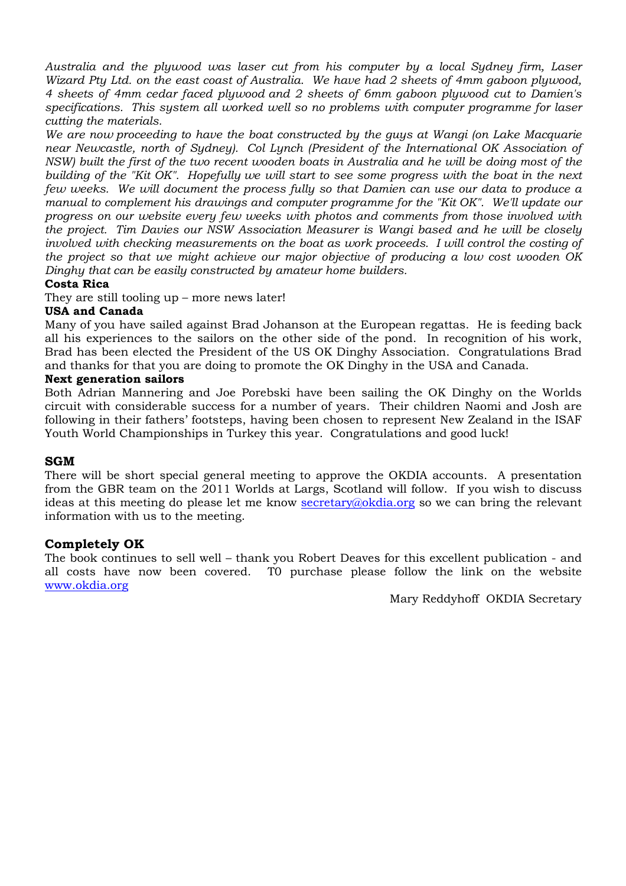*Australia and the plywood was laser cut from his computer by a local Sydney firm, Laser Wizard Pty Ltd. on the east coast of Australia. We have had 2 sheets of 4mm gaboon plywood, 4 sheets of 4mm cedar faced plywood and 2 sheets of 6mm gaboon plywood cut to Damien's specifications. This system all worked well so no problems with computer programme for laser cutting the materials.*

*We are now proceeding to have the boat constructed by the guys at Wangi (on Lake Macquarie near Newcastle, north of Sydney). Col Lynch (President of the International OK Association of NSW) built the first of the two recent wooden boats in Australia and he will be doing most of the building of the "Kit OK". Hopefully we will start to see some progress with the boat in the next few weeks. We will document the process fully so that Damien can use our data to produce a manual to complement his drawings and computer programme for the "Kit OK". We'll update our progress on our website every few weeks with photos and comments from those involved with the project. Tim Davies our NSW Association Measurer is Wangi based and he will be closely involved with checking measurements on the boat as work proceeds. I will control the costing of the project so that we might achieve our major objective of producing a low cost wooden OK Dinghy that can be easily constructed by amateur home builders.*

**Costa Rica**

They are still tooling up – more news later!

**USA and Canada**

Many of you have sailed against Brad Johanson at the European regattas. He is feeding back all his experiences to the sailors on the other side of the pond. In recognition of his work, Brad has been elected the President of the US OK Dinghy Association. Congratulations Brad and thanks for that you are doing to promote the OK Dinghy in the USA and Canada.

**Next generation sailors**

Both Adrian Mannering and Joe Porebski have been sailing the OK Dinghy on the Worlds circuit with considerable success for a number of years. Their children Naomi and Josh are following in their fathers' footsteps, having been chosen to represent New Zealand in the ISAF Youth World Championships in Turkey this year. Congratulations and good luck!

## SGM

There will be short special general meeting to approve the OKDIA accounts. A presentation from the GBR team on the 2011 Worlds at Largs, Scotland will follow. If you wish to discuss ideas at this meeting do please let me know secretary@okdia.org so we can bring the relevant information with us to the meeting.

## Completely OK

The book continues to sell well – thank you Robert Deaves for this excellent publication - and all costs have now been covered. T0 purchase please follow the link on the website www.okdia.org

Mary Reddyhoff OKDIA Secretary